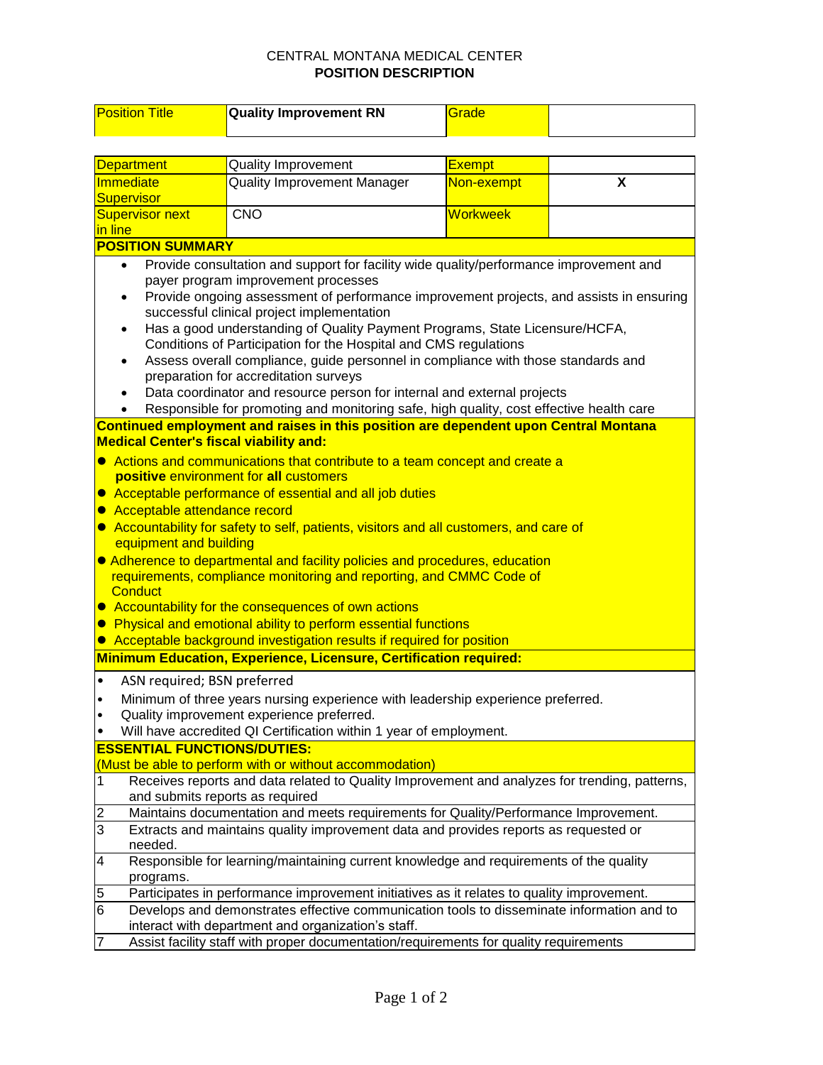CENTRAL MONTANA MEDICAL CENTER

**POSITION DESCRIPTION**

| Position Title | **Quality Improvement RN** | Grade | |
|---|---|---|---|

| Department | Quality Improvement | Exempt | |
|---|---|---|---|
| Immediate Supervisor | Quality Improvement Manager | Non-exempt | **X** |
| Supervisor next in line | CNO | Workweek | |

**POSITION SUMMARY**

- Provide consultation and support for facility wide quality/performance improvement and payer program improvement processes
- Provide ongoing assessment of performance improvement projects, and assists in ensuring successful clinical project implementation
- Has a good understanding of Quality Payment Programs, State Licensure/HCFA, Conditions of Participation for the Hospital and CMS regulations
- Assess overall compliance, guide personnel in compliance with those standards and preparation for accreditation surveys
- Data coordinator and resource person for internal and external projects
- Responsible for promoting and monitoring safe, high quality, cost effective health care

**Continued employment and raises in this position are dependent upon Central Montana Medical Center's fiscal viability and:**

- Actions and communications that contribute to a team concept and create a **positive** environment for **all** customers
- Acceptable performance of essential and all job duties
- Acceptable attendance record
- Accountability for safety to self, patients, visitors and all customers, and care of equipment and building
- Adherence to departmental and facility policies and procedures, education requirements, compliance monitoring and reporting, and CMMC Code of Conduct
- Accountability for the consequences of own actions
- Physical and emotional ability to perform essential functions
- Acceptable background investigation results if required for position

**Minimum Education, Experience, Licensure, Certification required:**

- ASN required; BSN preferred
- Minimum of three years nursing experience with leadership experience preferred.
- Quality improvement experience preferred.
- Will have accredited QI Certification within 1 year of employment.

**ESSENTIAL FUNCTIONS/DUTIES:**

(Must be able to perform with or without accommodation)

| # | Duty |
|---|---|
| 1 | Receives reports and data related to Quality Improvement and analyzes for trending, patterns, and submits reports as required |
| 2 | Maintains documentation and meets requirements for Quality/Performance Improvement. |
| 3 | Extracts and maintains quality improvement data and provides reports as requested or needed. |
| 4 | Responsible for learning/maintaining current knowledge and requirements of the quality programs. |
| 5 | Participates in performance improvement initiatives as it relates to quality improvement. |
| 6 | Develops and demonstrates effective communication tools to disseminate information and to interact with department and organization's staff. |
| 7 | Assist facility staff with proper documentation/requirements for quality requirements |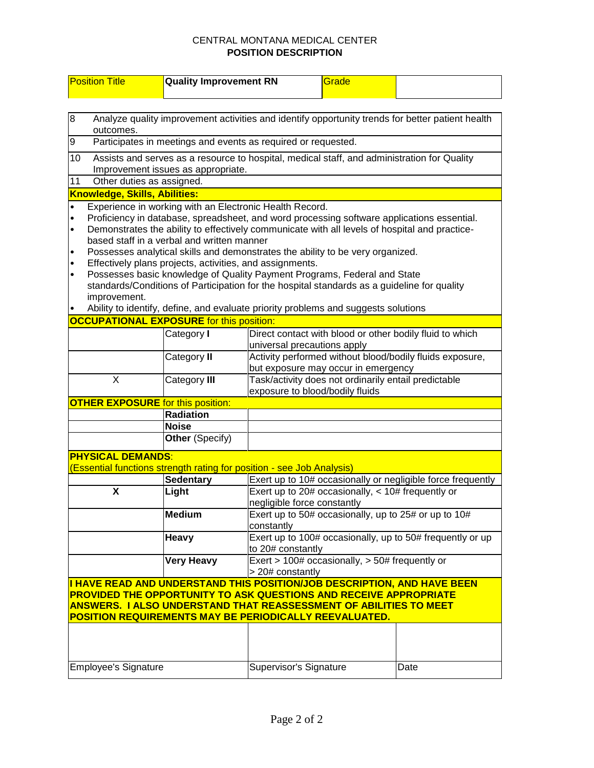CENTRAL MONTANA MEDICAL CENTER
**POSITION DESCRIPTION**

| Position Title | Quality Improvement RN | Grade | |
|---|---|---|---|

| | |
|---|---|
| 8 | Analyze quality improvement activities and identify opportunity trends for better patient health outcomes. |
| 9 | Participates in meetings and events as required or requested. |
| 10 | Assists and serves as a resource to hospital, medical staff, and administration for Quality Improvement issues as appropriate. |
| 11 | Other duties as assigned. |

**Knowledge, Skills, Abilities:**

- Experience in working with an Electronic Health Record.
- Proficiency in database, spreadsheet, and word processing software applications essential.
- Demonstrates the ability to effectively communicate with all levels of hospital and practice-based staff in a verbal and written manner
- Possesses analytical skills and demonstrates the ability to be very organized.
- Effectively plans projects, activities, and assignments.
- Possesses basic knowledge of Quality Payment Programs, Federal and State standards/Conditions of Participation for the hospital standards as a guideline for quality improvement.
- Ability to identify, define, and evaluate priority problems and suggests solutions

**OCCUPATIONAL EXPOSURE** for this position:

| | | |
|---|---|---|
| | Category **I** | Direct contact with blood or other bodily fluid to which universal precautions apply |
| | Category **II** | Activity performed without blood/bodily fluids exposure, but exposure may occur in emergency |
| X | Category **III** | Task/activity does not ordinarily entail predictable exposure to blood/bodily fluids |

**OTHER EXPOSURE** for this position:

| | | |
|---|---|---|
| | **Radiation** | |
| | **Noise** | |
| | **Other** (Specify) | |

**PHYSICAL DEMANDS**:
(Essential functions strength rating for position - see Job Analysis)

| | | |
|---|---|---|
| | **Sedentary** | Exert up to 10# occasionally or negligible force frequently |
| **X** | **Light** | Exert up to 20# occasionally, < 10# frequently or negligible force constantly |
| | **Medium** | Exert up to 50# occasionally, up to 25# or up to 10# constantly |
| | **Heavy** | Exert up to 100# occasionally, up to 50# frequently or up to 20# constantly |
| | **Very Heavy** | Exert > 100# occasionally, > 50# frequently or > 20# constantly |

**I HAVE READ AND UNDERSTAND THIS POSITION/JOB DESCRIPTION, AND HAVE BEEN PROVIDED THE OPPORTUNITY TO ASK QUESTIONS AND RECEIVE APPROPRIATE ANSWERS. I ALSO UNDERSTAND THAT REASSESSMENT OF ABILITIES TO MEET POSITION REQUIREMENTS MAY BE PERIODICALLY REEVALUATED.**

| | | |
|---|---|---|
| | | |
| Employee's Signature | Supervisor's Signature | Date |